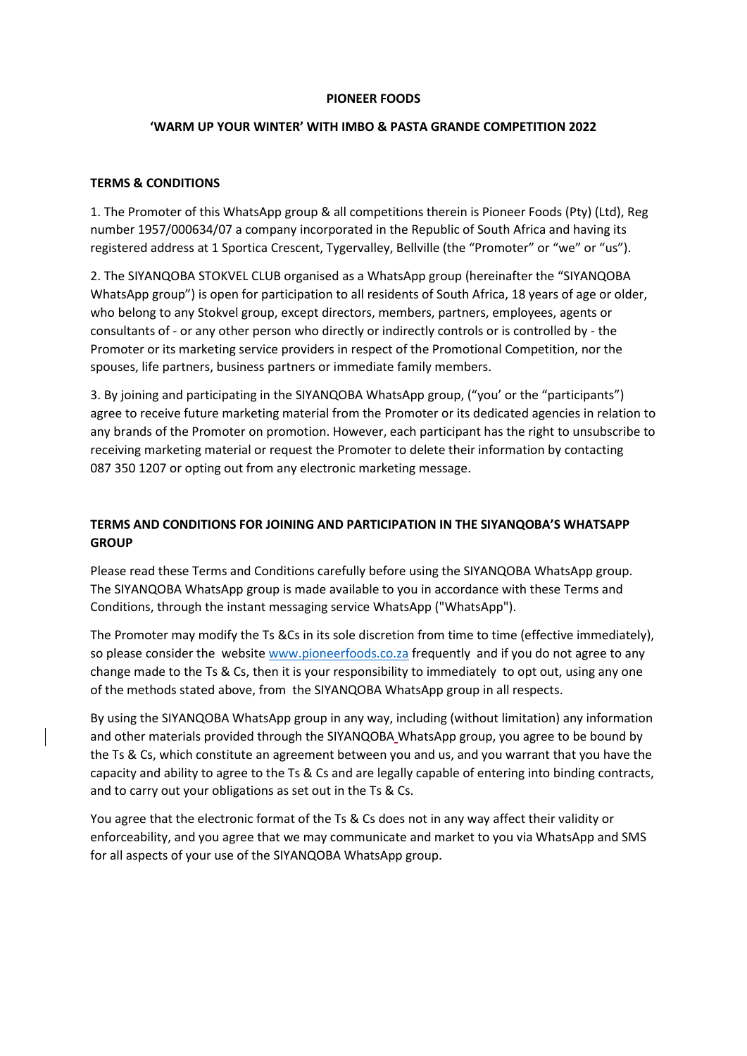**PIONEER FOODS**

**'WARM UP YOUR WINTER' WITH IMBO & PASTA GRANDE COMPETITION 2022**

**TERMS & CONDITIONS**

1. The Promoter of this WhatsApp group & all competitions therein is Pioneer Foods (Pty) (Ltd), Reg number 1957/000634/07 a company incorporated in the Republic of South Africa and having its registered address at 1 Sportica Crescent, Tygervalley, Bellville (the "Promoter" or "we" or "us").

2. The SIYANQOBA STOKVEL CLUB organised as a WhatsApp group (hereinafter the "SIYANQOBA WhatsApp group") is open for participation to all residents of South Africa, 18 years of age or older, who belong to any Stokvel group, except directors, members, partners, employees, agents or consultants of - or any other person who directly or indirectly controls or is controlled by - the Promoter or its marketing service providers in respect of the Promotional Competition, nor the spouses, life partners, business partners or immediate family members.

3. By joining and participating in the SIYANQOBA WhatsApp group, ("you' or the "participants") agree to receive future marketing material from the Promoter or its dedicated agencies in relation to any brands of the Promoter on promotion. However, each participant has the right to unsubscribe to receiving marketing material or request the Promoter to delete their information by contacting 087 350 1207 or opting out from any electronic marketing message.

**TERMS AND CONDITIONS FOR JOINING AND PARTICIPATION IN THE SIYANQOBA'S WHATSAPP GROUP**

Please read these Terms and Conditions carefully before using the SIYANQOBA WhatsApp group. The SIYANQOBA WhatsApp group is made available to you in accordance with these Terms and Conditions, through the instant messaging service WhatsApp ("WhatsApp").

The Promoter may modify the Ts &Cs in its sole discretion from time to time (effective immediately), so please consider the website www.pioneerfoods.co.za frequently and if you do not agree to any change made to the Ts & Cs, then it is your responsibility to immediately to opt out, using any one of the methods stated above, from the SIYANQOBA WhatsApp group in all respects.

By using the SIYANQOBA WhatsApp group in any way, including (without limitation) any information and other materials provided through the SIYANQOBA WhatsApp group, you agree to be bound by the Ts & Cs, which constitute an agreement between you and us, and you warrant that you have the capacity and ability to agree to the Ts & Cs and are legally capable of entering into binding contracts, and to carry out your obligations as set out in the Ts & Cs.

You agree that the electronic format of the Ts & Cs does not in any way affect their validity or enforceability, and you agree that we may communicate and market to you via WhatsApp and SMS for all aspects of your use of the SIYANQOBA WhatsApp group.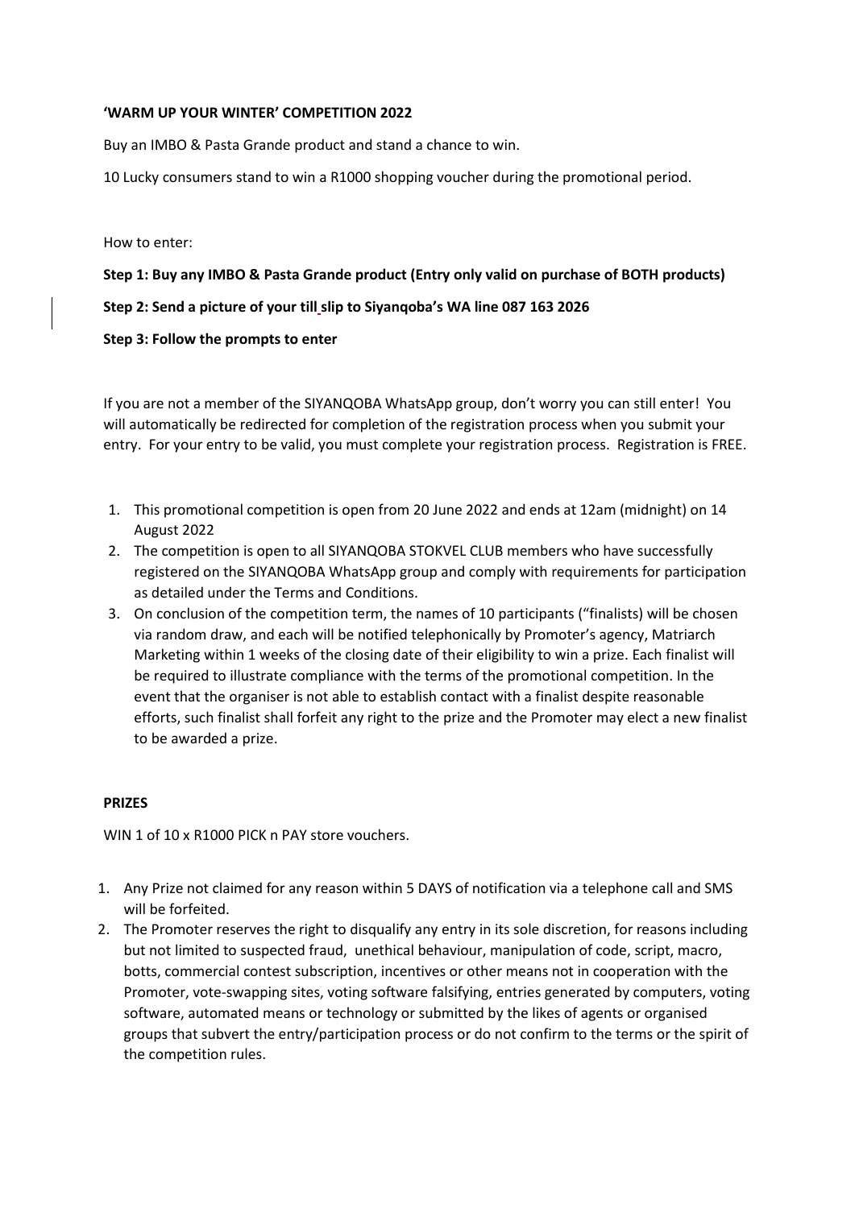**'WARM UP YOUR WINTER' COMPETITION 2022**

Buy an IMBO & Pasta Grande product and stand a chance to win.

10 Lucky consumers stand to win a R1000 shopping voucher during the promotional period.

How to enter:

**Step 1: Buy any IMBO & Pasta Grande product (Entry only valid on purchase of BOTH products)**

**Step 2: Send a picture of your till slip to Siyanqoba's WA line 087 163 2026**

**Step 3: Follow the prompts to enter**

If you are not a member of the SIYANQOBA WhatsApp group, don't worry you can still enter! You will automatically be redirected for completion of the registration process when you submit your entry. For your entry to be valid, you must complete your registration process. Registration is FREE.

1. This promotional competition is open from 20 June 2022 and ends at 12am (midnight) on 14 August 2022
2. The competition is open to all SIYANQOBA STOKVEL CLUB members who have successfully registered on the SIYANQOBA WhatsApp group and comply with requirements for participation as detailed under the Terms and Conditions.
3. On conclusion of the competition term, the names of 10 participants ("finalists) will be chosen via random draw, and each will be notified telephonically by Promoter's agency, Matriarch Marketing within 1 weeks of the closing date of their eligibility to win a prize. Each finalist will be required to illustrate compliance with the terms of the promotional competition. In the event that the organiser is not able to establish contact with a finalist despite reasonable efforts, such finalist shall forfeit any right to the prize and the Promoter may elect a new finalist to be awarded a prize.

**PRIZES**

WIN 1 of 10 x R1000 PICK n PAY store vouchers.

1. Any Prize not claimed for any reason within 5 DAYS of notification via a telephone call and SMS will be forfeited.
2. The Promoter reserves the right to disqualify any entry in its sole discretion, for reasons including but not limited to suspected fraud, unethical behaviour, manipulation of code, script, macro, botts, commercial contest subscription, incentives or other means not in cooperation with the Promoter, vote-swapping sites, voting software falsifying, entries generated by computers, voting software, automated means or technology or submitted by the likes of agents or organised groups that subvert the entry/participation process or do not confirm to the terms or the spirit of the competition rules.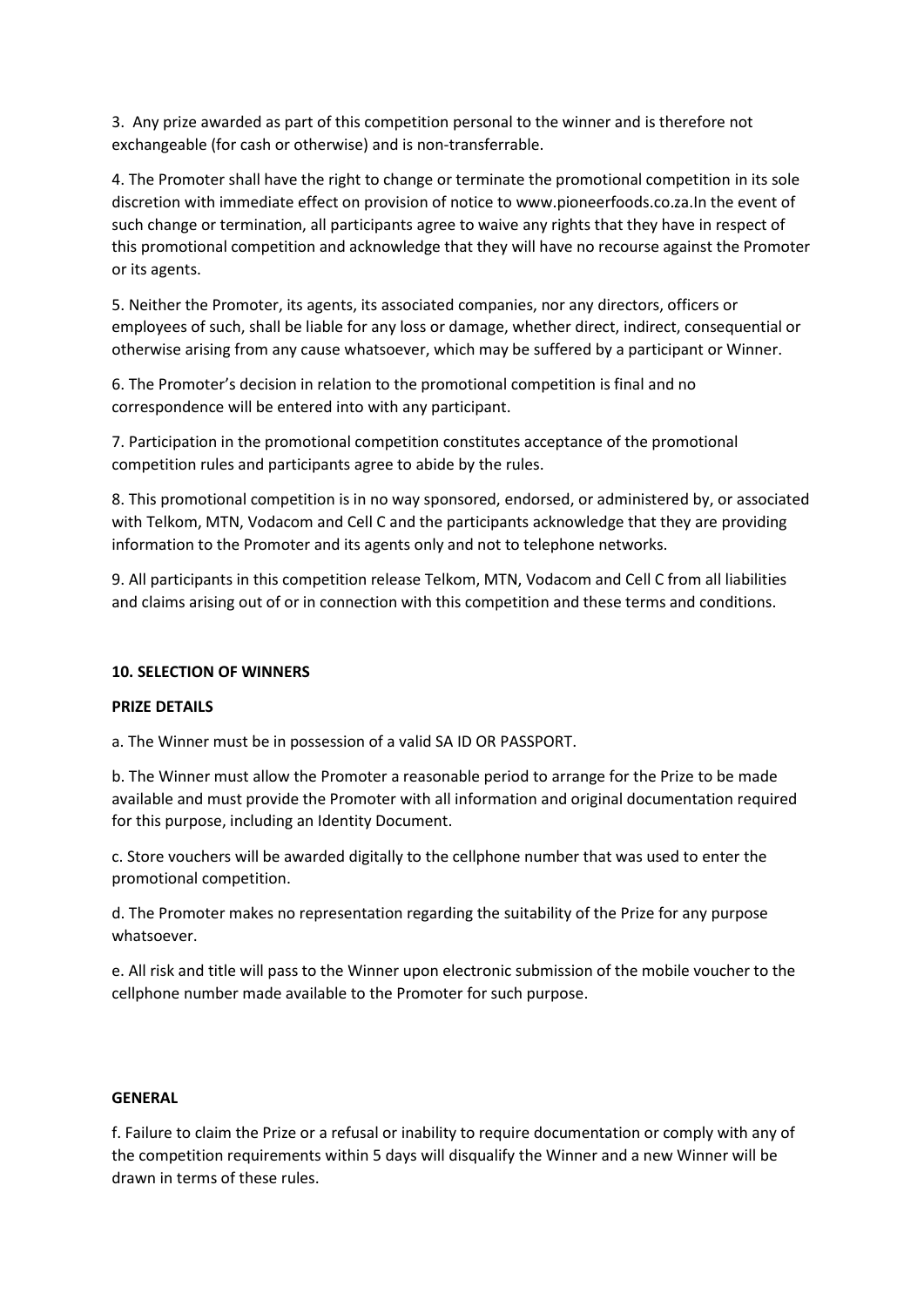3. Any prize awarded as part of this competition personal to the winner and is therefore not exchangeable (for cash or otherwise) and is non-transferrable.

4. The Promoter shall have the right to change or terminate the promotional competition in its sole discretion with immediate effect on provision of notice to www.pioneerfoods.co.za.In the event of such change or termination, all participants agree to waive any rights that they have in respect of this promotional competition and acknowledge that they will have no recourse against the Promoter or its agents.

5. Neither the Promoter, its agents, its associated companies, nor any directors, officers or employees of such, shall be liable for any loss or damage, whether direct, indirect, consequential or otherwise arising from any cause whatsoever, which may be suffered by a participant or Winner.

6. The Promoter's decision in relation to the promotional competition is final and no correspondence will be entered into with any participant.

7. Participation in the promotional competition constitutes acceptance of the promotional competition rules and participants agree to abide by the rules.

8. This promotional competition is in no way sponsored, endorsed, or administered by, or associated with Telkom, MTN, Vodacom and Cell C and the participants acknowledge that they are providing information to the Promoter and its agents only and not to telephone networks.

9. All participants in this competition release Telkom, MTN, Vodacom and Cell C from all liabilities and claims arising out of or in connection with this competition and these terms and conditions.

**10. SELECTION OF WINNERS**

**PRIZE DETAILS**

a. The Winner must be in possession of a valid SA ID OR PASSPORT.

b. The Winner must allow the Promoter a reasonable period to arrange for the Prize to be made available and must provide the Promoter with all information and original documentation required for this purpose, including an Identity Document.

c. Store vouchers will be awarded digitally to the cellphone number that was used to enter the promotional competition.

d. The Promoter makes no representation regarding the suitability of the Prize for any purpose whatsoever.

e. All risk and title will pass to the Winner upon electronic submission of the mobile voucher to the cellphone number made available to the Promoter for such purpose.

**GENERAL**

f. Failure to claim the Prize or a refusal or inability to require documentation or comply with any of the competition requirements within 5 days will disqualify the Winner and a new Winner will be drawn in terms of these rules.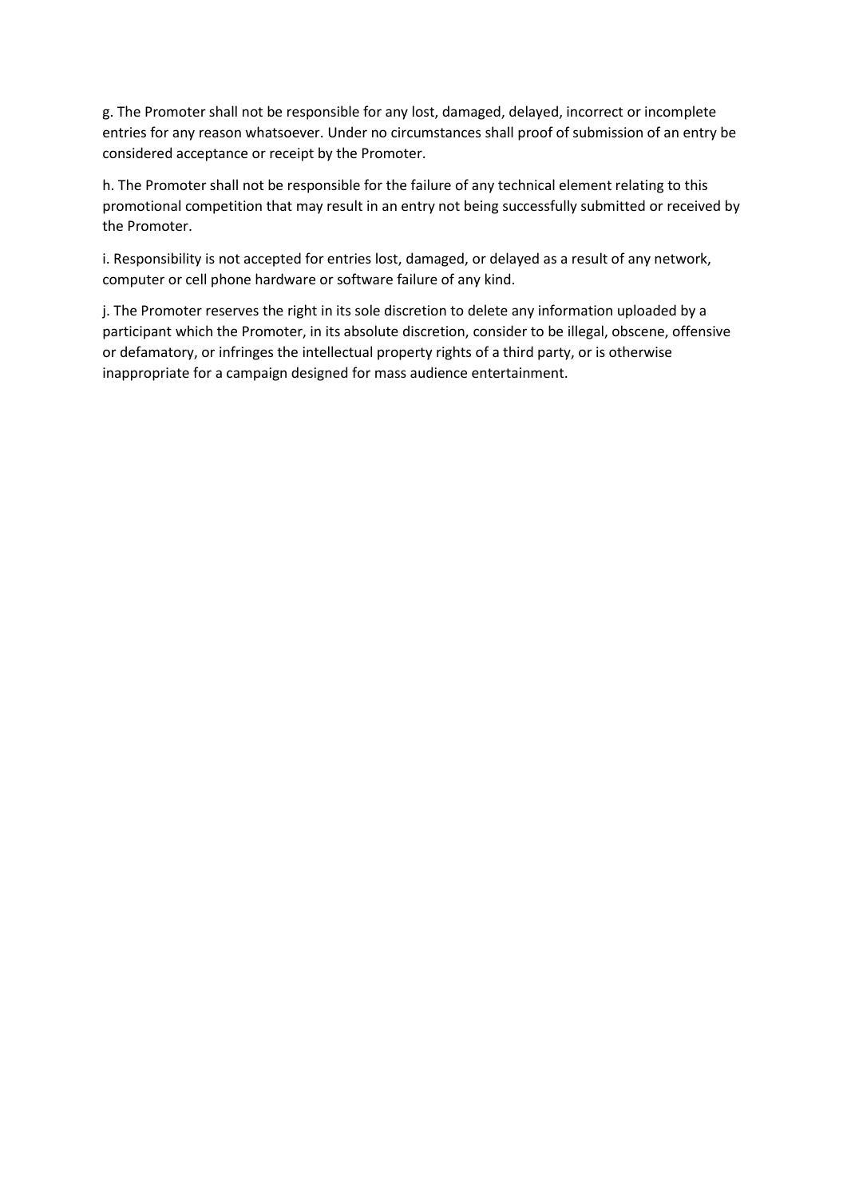g. The Promoter shall not be responsible for any lost, damaged, delayed, incorrect or incomplete entries for any reason whatsoever. Under no circumstances shall proof of submission of an entry be considered acceptance or receipt by the Promoter.

h. The Promoter shall not be responsible for the failure of any technical element relating to this promotional competition that may result in an entry not being successfully submitted or received by the Promoter.

i. Responsibility is not accepted for entries lost, damaged, or delayed as a result of any network, computer or cell phone hardware or software failure of any kind.

j. The Promoter reserves the right in its sole discretion to delete any information uploaded by a participant which the Promoter, in its absolute discretion, consider to be illegal, obscene, offensive or defamatory, or infringes the intellectual property rights of a third party, or is otherwise inappropriate for a campaign designed for mass audience entertainment.